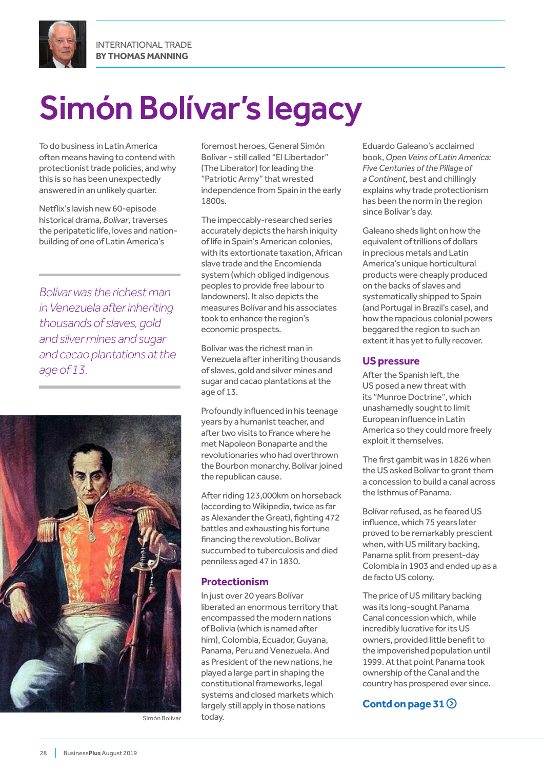INTERNATIONAL TRADE
**BY THOMAS MANNING**

# Simón Bolívar's legacy

To do business in Latin America often means having to contend with protectionist trade policies, and why this is so has been unexpectedly answered in an unlikely quarter.

Netflix's lavish new 60-episode historical drama, *Bolívar*, traverses the peripatetic life, loves and nation-building of one of Latin America's foremost heroes, General Simón Bolívar - still called "El Libertador" (The Liberator) for leading the "Patriotic Army" that wrested independence from Spain in the early 1800s.

*Bolívar was the richest man in Venezuela after inheriting thousands of slaves, gold and silver mines and sugar and cacao plantations at the age of 13.*

Simón Bolívar

The impeccably-researched series accurately depicts the harsh iniquity of life in Spain's American colonies, with its extortionate taxation, African slave trade and the Encomienda system (which obliged indigenous peoples to provide free labour to landowners). It also depicts the measures Bolívar and his associates took to enhance the region's economic prospects.

Bolívar was the richest man in Venezuela after inheriting thousands of slaves, gold and silver mines and sugar and cacao plantations at the age of 13.

Profoundly influenced in his teenage years by a humanist teacher, and after two visits to France where he met Napoleon Bonaparte and the revolutionaries who had overthrown the Bourbon monarchy, Bolívar joined the republican cause.

After riding 123,000km on horseback (according to Wikipedia, twice as far as Alexander the Great), fighting 472 battles and exhausting his fortune financing the revolution, Bolívar succumbed to tuberculosis and died penniless aged 47 in 1830.

## Protectionism

In just over 20 years Bolívar liberated an enormous territory that encompassed the modern nations of Bolivia (which is named after him), Colombia, Ecuador, Guyana, Panama, Peru and Venezuela. And as President of the new nations, he played a large part in shaping the constitutional frameworks, legal systems and closed markets which largely still apply in those nations today.

Eduardo Galeano's acclaimed book, *Open Veins of Latin America: Five Centuries of the Pillage of a Continent*, best and chillingly explains why trade protectionism has been the norm in the region since Bolívar's day.

Galeano sheds light on how the equivalent of trillions of dollars in precious metals and Latin America's unique horticultural products were cheaply produced on the backs of slaves and systematically shipped to Spain (and Portugal in Brazil's case), and how the rapacious colonial powers beggared the region to such an extent it has yet to fully recover.

## US pressure

After the Spanish left, the US posed a new threat with its "Munroe Doctrine", which unashamedly sought to limit European influence in Latin America so they could more freely exploit it themselves.

The first gambit was in 1826 when the US asked Bolívar to grant them a concession to build a canal across the Isthmus of Panama.

Bolívar refused, as he feared US influence, which 75 years later proved to be remarkably prescient when, with US military backing, Panama split from present-day Colombia in 1903 and ended up as a de facto US colony.

The price of US military backing was its long-sought Panama Canal concession which, while incredibly lucrative for its US owners, provided little benefit to the impoverished population until 1999. At that point Panama took ownership of the Canal and the country has prospered ever since.

**Contd on page 31**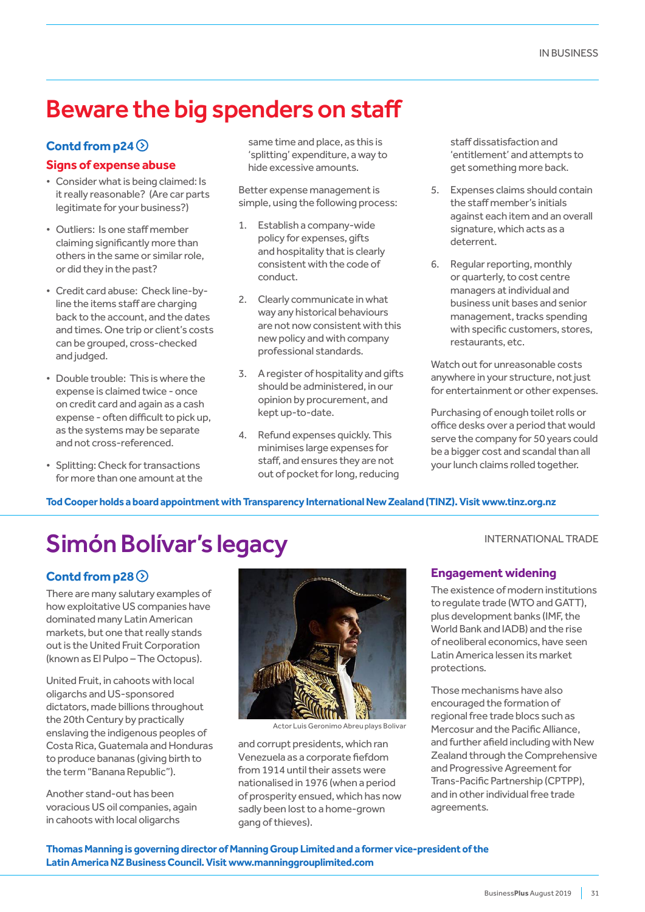# Beware the big spenders on staff

### Contd from p24

### Signs of expense abuse

- Consider what is being claimed: Is it really reasonable? (Are car parts legitimate for your business?)
- Outliers: Is one staff member claiming significantly more than others in the same or similar role, or did they in the past?
- Credit card abuse: Check line-by-line the items staff are charging back to the account, and the dates and times. One trip or client's costs can be grouped, cross-checked and judged.
- Double trouble: This is where the expense is claimed twice - once on credit card and again as a cash expense - often difficult to pick up, as the systems may be separate and not cross-referenced.
- Splitting: Check for transactions for more than one amount at the same time and place, as this is 'splitting' expenditure, a way to hide excessive amounts.

Better expense management is simple, using the following process:

1. Establish a company-wide policy for expenses, gifts and hospitality that is clearly consistent with the code of conduct.
2. Clearly communicate in what way any historical behaviours are not now consistent with this new policy and with company professional standards.
3. A register of hospitality and gifts should be administered, in our opinion by procurement, and kept up-to-date.
4. Refund expenses quickly. This minimises large expenses for staff, and ensures they are not out of pocket for long, reducing staff dissatisfaction and 'entitlement' and attempts to get something more back.
5. Expenses claims should contain the staff member's initials against each item and an overall signature, which acts as a deterrent.
6. Regular reporting, monthly or quarterly, to cost centre managers at individual and business unit bases and senior management, tracks spending with specific customers, stores, restaurants, etc.

Watch out for unreasonable costs anywhere in your structure, not just for entertainment or other expenses.

Purchasing of enough toilet rolls or office desks over a period that would serve the company for 50 years could be a bigger cost and scandal than all your lunch claims rolled together.

**Tod Cooper holds a board appointment with Transparency International New Zealand (TINZ). Visit www.tinz.org.nz**

# Simón Bolívar's legacy

INTERNATIONAL TRADE

### Contd from p28

There are many salutary examples of how exploitative US companies have dominated many Latin American markets, but one that really stands out is the United Fruit Corporation (known as El Pulpo – The Octopus).

United Fruit, in cahoots with local oligarchs and US-sponsored dictators, made billions throughout the 20th Century by practically enslaving the indigenous peoples of Costa Rica, Guatemala and Honduras to produce bananas (giving birth to the term "Banana Republic").

Another stand-out has been voracious US oil companies, again in cahoots with local oligarchs and corrupt presidents, which ran Venezuela as a corporate fiefdom from 1914 until their assets were nationalised in 1976 (when a period of prosperity ensued, which has now sadly been lost to a home-grown gang of thieves).

Actor Luis Geronimo Abreu plays Bolivar

### Engagement widening

The existence of modern institutions to regulate trade (WTO and GATT), plus development banks (IMF, the World Bank and IADB) and the rise of neoliberal economics, have seen Latin America lessen its market protections.

Those mechanisms have also encouraged the formation of regional free trade blocs such as Mercosur and the Pacific Alliance, and further afield including with New Zealand through the Comprehensive and Progressive Agreement for Trans-Pacific Partnership (CPTPP), and in other individual free trade agreements.

**Thomas Manning is governing director of Manning Group Limited and a former vice-president of the Latin America NZ Business Council. Visit www.manninggrouplimited.com**